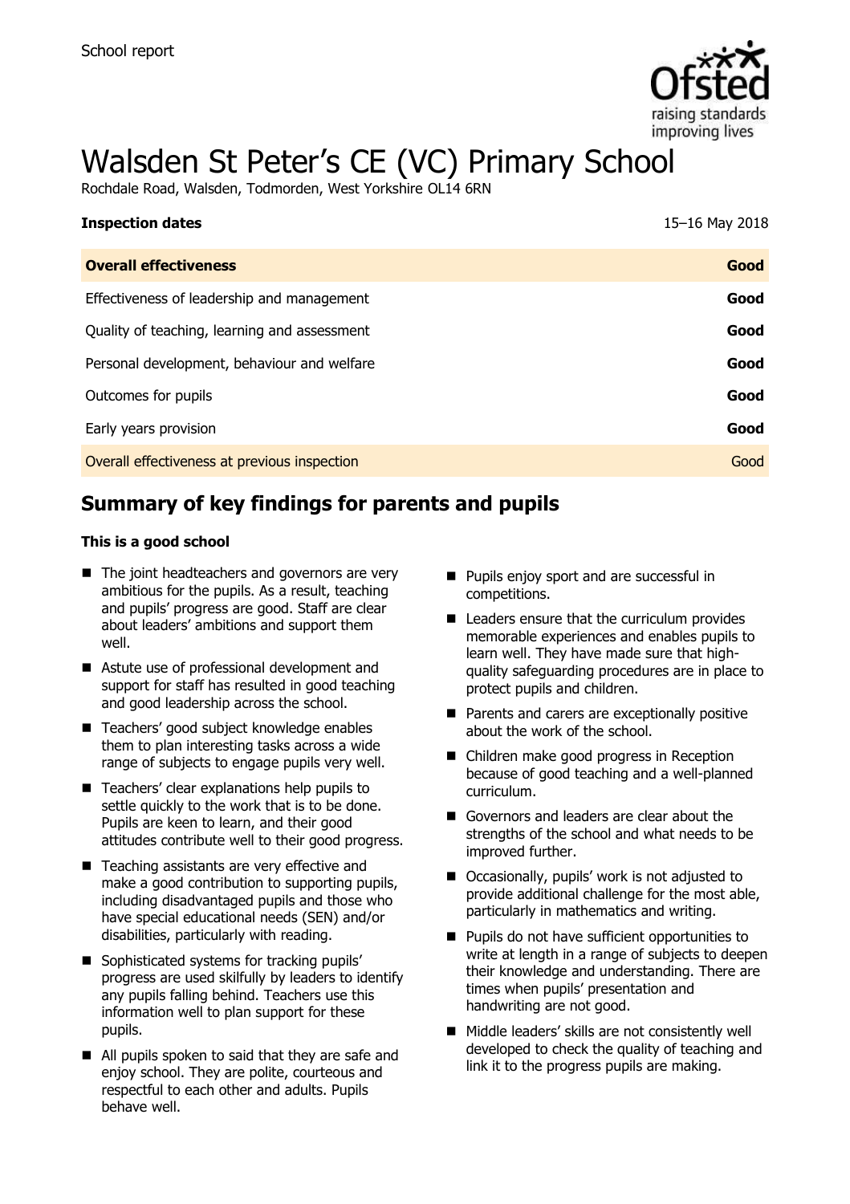School report

# Walsden St Peter's CE (VC) Primary School

Rochdale Road, Walsden, Todmorden, West Yorkshire OL14 6RN

| **Inspection dates** | 15–16 May 2018 |
| --- | --- |
| **Overall effectiveness** | **Good** |
| Effectiveness of leadership and management | **Good** |
| Quality of teaching, learning and assessment | **Good** |
| Personal development, behaviour and welfare | **Good** |
| Outcomes for pupils | **Good** |
| Early years provision | **Good** |
| Overall effectiveness at previous inspection | Good |

## Summary of key findings for parents and pupils

**This is a good school**

- The joint headteachers and governors are very ambitious for the pupils. As a result, teaching and pupils' progress are good. Staff are clear about leaders' ambitions and support them well.
- Astute use of professional development and support for staff has resulted in good teaching and good leadership across the school.
- Teachers' good subject knowledge enables them to plan interesting tasks across a wide range of subjects to engage pupils very well.
- Teachers' clear explanations help pupils to settle quickly to the work that is to be done. Pupils are keen to learn, and their good attitudes contribute well to their good progress.
- Teaching assistants are very effective and make a good contribution to supporting pupils, including disadvantaged pupils and those who have special educational needs (SEN) and/or disabilities, particularly with reading.
- Sophisticated systems for tracking pupils' progress are used skilfully by leaders to identify any pupils falling behind. Teachers use this information well to plan support for these pupils.
- All pupils spoken to said that they are safe and enjoy school. They are polite, courteous and respectful to each other and adults. Pupils behave well.
- Pupils enjoy sport and are successful in competitions.
- Leaders ensure that the curriculum provides memorable experiences and enables pupils to learn well. They have made sure that high-quality safeguarding procedures are in place to protect pupils and children.
- Parents and carers are exceptionally positive about the work of the school.
- Children make good progress in Reception because of good teaching and a well-planned curriculum.
- Governors and leaders are clear about the strengths of the school and what needs to be improved further.
- Occasionally, pupils' work is not adjusted to provide additional challenge for the most able, particularly in mathematics and writing.
- Pupils do not have sufficient opportunities to write at length in a range of subjects to deepen their knowledge and understanding. There are times when pupils' presentation and handwriting are not good.
- Middle leaders' skills are not consistently well developed to check the quality of teaching and link it to the progress pupils are making.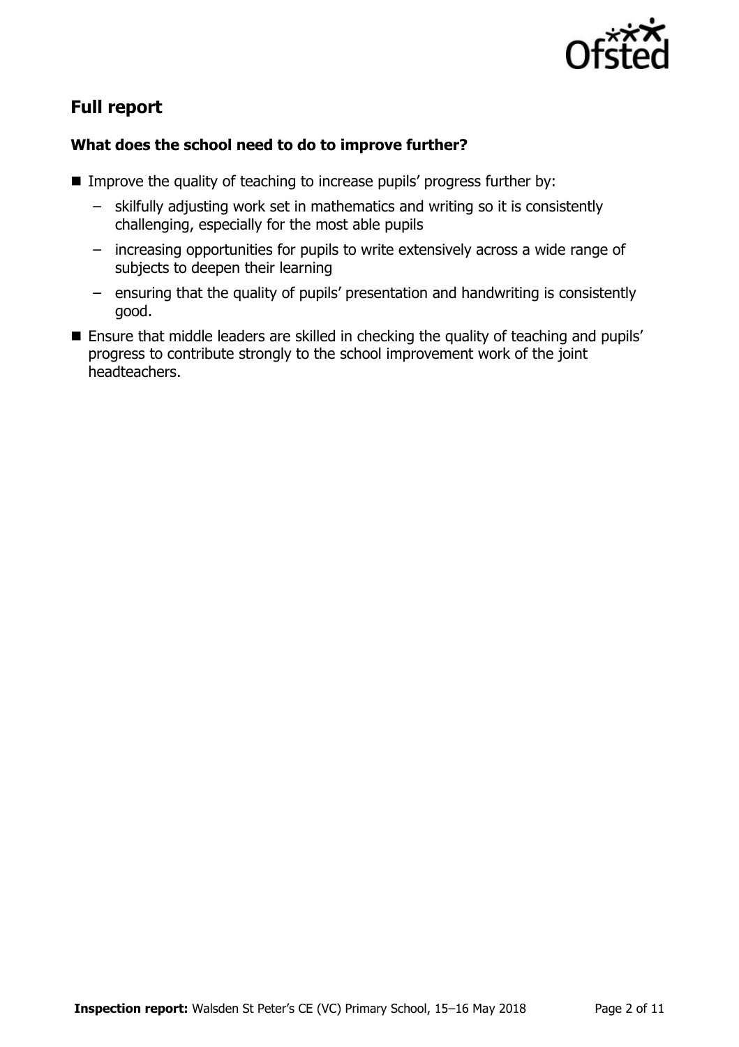## Full report

### What does the school need to do to improve further?

- Improve the quality of teaching to increase pupils' progress further by:
  - skilfully adjusting work set in mathematics and writing so it is consistently challenging, especially for the most able pupils
  - increasing opportunities for pupils to write extensively across a wide range of subjects to deepen their learning
  - ensuring that the quality of pupils' presentation and handwriting is consistently good.
- Ensure that middle leaders are skilled in checking the quality of teaching and pupils' progress to contribute strongly to the school improvement work of the joint headteachers.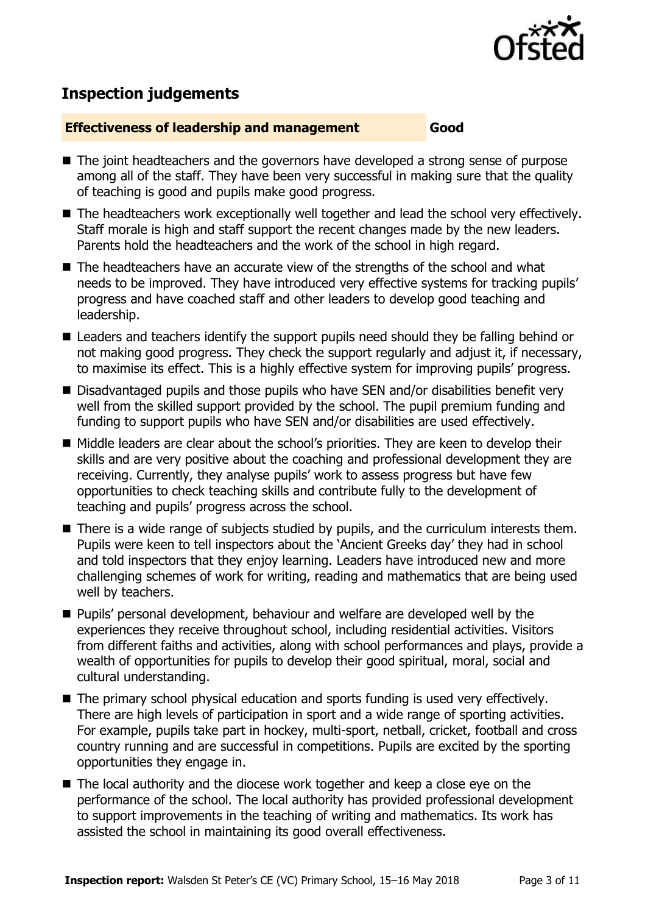## Inspection judgements

| **Effectiveness of leadership and management** | **Good** |
| --- | --- |

- The joint headteachers and the governors have developed a strong sense of purpose among all of the staff. They have been very successful in making sure that the quality of teaching is good and pupils make good progress.
- The headteachers work exceptionally well together and lead the school very effectively. Staff morale is high and staff support the recent changes made by the new leaders. Parents hold the headteachers and the work of the school in high regard.
- The headteachers have an accurate view of the strengths of the school and what needs to be improved. They have introduced very effective systems for tracking pupils' progress and have coached staff and other leaders to develop good teaching and leadership.
- Leaders and teachers identify the support pupils need should they be falling behind or not making good progress. They check the support regularly and adjust it, if necessary, to maximise its effect. This is a highly effective system for improving pupils' progress.
- Disadvantaged pupils and those pupils who have SEN and/or disabilities benefit very well from the skilled support provided by the school. The pupil premium funding and funding to support pupils who have SEN and/or disabilities are used effectively.
- Middle leaders are clear about the school's priorities. They are keen to develop their skills and are very positive about the coaching and professional development they are receiving. Currently, they analyse pupils' work to assess progress but have few opportunities to check teaching skills and contribute fully to the development of teaching and pupils' progress across the school.
- There is a wide range of subjects studied by pupils, and the curriculum interests them. Pupils were keen to tell inspectors about the 'Ancient Greeks day' they had in school and told inspectors that they enjoy learning. Leaders have introduced new and more challenging schemes of work for writing, reading and mathematics that are being used well by teachers.
- Pupils' personal development, behaviour and welfare are developed well by the experiences they receive throughout school, including residential activities. Visitors from different faiths and activities, along with school performances and plays, provide a wealth of opportunities for pupils to develop their good spiritual, moral, social and cultural understanding.
- The primary school physical education and sports funding is used very effectively. There are high levels of participation in sport and a wide range of sporting activities. For example, pupils take part in hockey, multi-sport, netball, cricket, football and cross country running and are successful in competitions. Pupils are excited by the sporting opportunities they engage in.
- The local authority and the diocese work together and keep a close eye on the performance of the school. The local authority has provided professional development to support improvements in the teaching of writing and mathematics. Its work has assisted the school in maintaining its good overall effectiveness.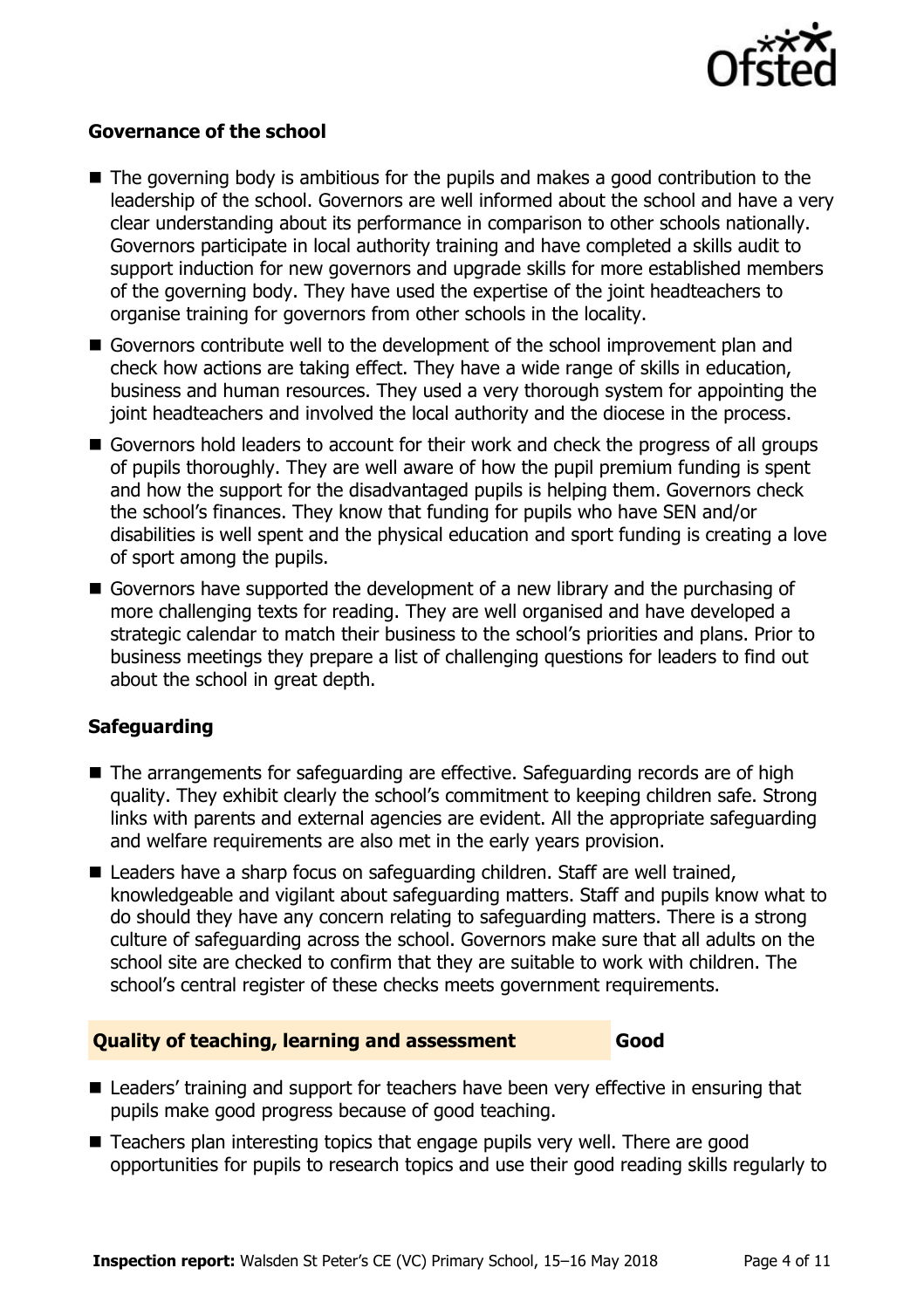### Governance of the school

- The governing body is ambitious for the pupils and makes a good contribution to the leadership of the school. Governors are well informed about the school and have a very clear understanding about its performance in comparison to other schools nationally. Governors participate in local authority training and have completed a skills audit to support induction for new governors and upgrade skills for more established members of the governing body. They have used the expertise of the joint headteachers to organise training for governors from other schools in the locality.
- Governors contribute well to the development of the school improvement plan and check how actions are taking effect. They have a wide range of skills in education, business and human resources. They used a very thorough system for appointing the joint headteachers and involved the local authority and the diocese in the process.
- Governors hold leaders to account for their work and check the progress of all groups of pupils thoroughly. They are well aware of how the pupil premium funding is spent and how the support for the disadvantaged pupils is helping them. Governors check the school's finances. They know that funding for pupils who have SEN and/or disabilities is well spent and the physical education and sport funding is creating a love of sport among the pupils.
- Governors have supported the development of a new library and the purchasing of more challenging texts for reading. They are well organised and have developed a strategic calendar to match their business to the school's priorities and plans. Prior to business meetings they prepare a list of challenging questions for leaders to find out about the school in great depth.

### Safeguarding

- The arrangements for safeguarding are effective. Safeguarding records are of high quality. They exhibit clearly the school's commitment to keeping children safe. Strong links with parents and external agencies are evident. All the appropriate safeguarding and welfare requirements are also met in the early years provision.
- Leaders have a sharp focus on safeguarding children. Staff are well trained, knowledgeable and vigilant about safeguarding matters. Staff and pupils know what to do should they have any concern relating to safeguarding matters. There is a strong culture of safeguarding across the school. Governors make sure that all adults on the school site are checked to confirm that they are suitable to work with children. The school's central register of these checks meets government requirements.

## Quality of teaching, learning and assessment — Good

- Leaders' training and support for teachers have been very effective in ensuring that pupils make good progress because of good teaching.
- Teachers plan interesting topics that engage pupils very well. There are good opportunities for pupils to research topics and use their good reading skills regularly to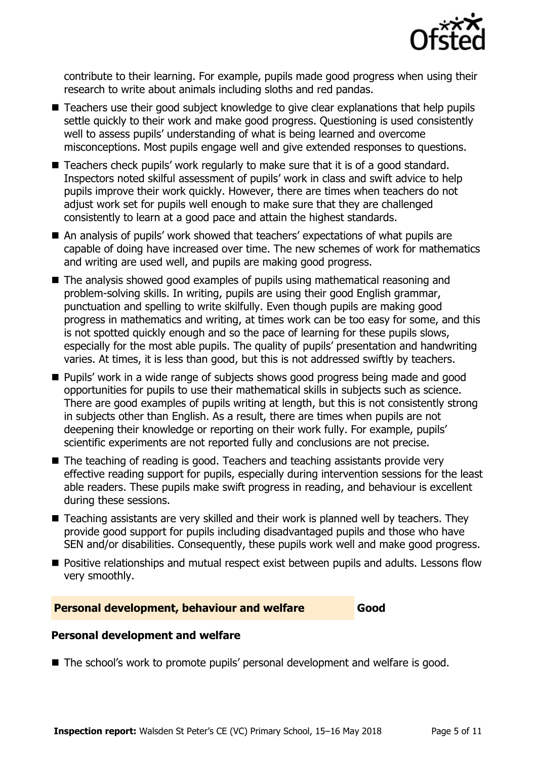contribute to their learning. For example, pupils made good progress when using their research to write about animals including sloths and red pandas.

- Teachers use their good subject knowledge to give clear explanations that help pupils settle quickly to their work and make good progress. Questioning is used consistently well to assess pupils' understanding of what is being learned and overcome misconceptions. Most pupils engage well and give extended responses to questions.
- Teachers check pupils' work regularly to make sure that it is of a good standard. Inspectors noted skilful assessment of pupils' work in class and swift advice to help pupils improve their work quickly. However, there are times when teachers do not adjust work set for pupils well enough to make sure that they are challenged consistently to learn at a good pace and attain the highest standards.
- An analysis of pupils' work showed that teachers' expectations of what pupils are capable of doing have increased over time. The new schemes of work for mathematics and writing are used well, and pupils are making good progress.
- The analysis showed good examples of pupils using mathematical reasoning and problem-solving skills. In writing, pupils are using their good English grammar, punctuation and spelling to write skilfully. Even though pupils are making good progress in mathematics and writing, at times work can be too easy for some, and this is not spotted quickly enough and so the pace of learning for these pupils slows, especially for the most able pupils. The quality of pupils' presentation and handwriting varies. At times, it is less than good, but this is not addressed swiftly by teachers.
- Pupils' work in a wide range of subjects shows good progress being made and good opportunities for pupils to use their mathematical skills in subjects such as science. There are good examples of pupils writing at length, but this is not consistently strong in subjects other than English. As a result, there are times when pupils are not deepening their knowledge or reporting on their work fully. For example, pupils' scientific experiments are not reported fully and conclusions are not precise.
- The teaching of reading is good. Teachers and teaching assistants provide very effective reading support for pupils, especially during intervention sessions for the least able readers. These pupils make swift progress in reading, and behaviour is excellent during these sessions.
- Teaching assistants are very skilled and their work is planned well by teachers. They provide good support for pupils including disadvantaged pupils and those who have SEN and/or disabilities. Consequently, these pupils work well and make good progress.
- Positive relationships and mutual respect exist between pupils and adults. Lessons flow very smoothly.

## Personal development, behaviour and welfare — Good

### Personal development and welfare

- The school's work to promote pupils' personal development and welfare is good.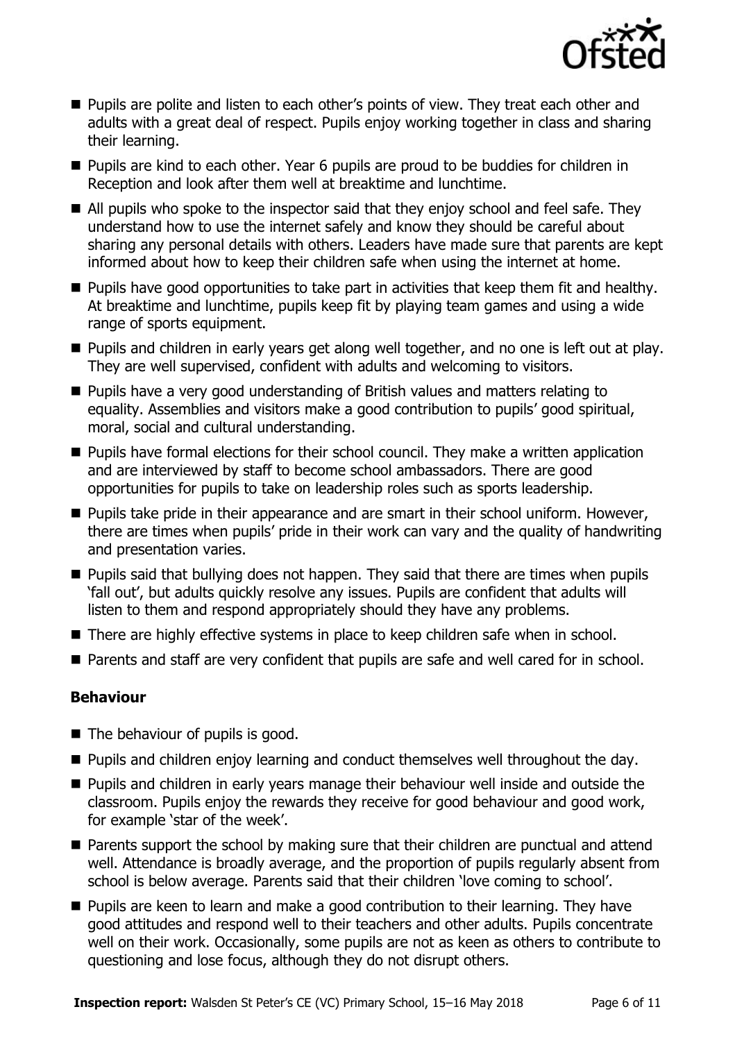- Pupils are polite and listen to each other's points of view. They treat each other and adults with a great deal of respect. Pupils enjoy working together in class and sharing their learning.
- Pupils are kind to each other. Year 6 pupils are proud to be buddies for children in Reception and look after them well at breaktime and lunchtime.
- All pupils who spoke to the inspector said that they enjoy school and feel safe. They understand how to use the internet safely and know they should be careful about sharing any personal details with others. Leaders have made sure that parents are kept informed about how to keep their children safe when using the internet at home.
- Pupils have good opportunities to take part in activities that keep them fit and healthy. At breaktime and lunchtime, pupils keep fit by playing team games and using a wide range of sports equipment.
- Pupils and children in early years get along well together, and no one is left out at play. They are well supervised, confident with adults and welcoming to visitors.
- Pupils have a very good understanding of British values and matters relating to equality. Assemblies and visitors make a good contribution to pupils' good spiritual, moral, social and cultural understanding.
- Pupils have formal elections for their school council. They make a written application and are interviewed by staff to become school ambassadors. There are good opportunities for pupils to take on leadership roles such as sports leadership.
- Pupils take pride in their appearance and are smart in their school uniform. However, there are times when pupils' pride in their work can vary and the quality of handwriting and presentation varies.
- Pupils said that bullying does not happen. They said that there are times when pupils 'fall out', but adults quickly resolve any issues. Pupils are confident that adults will listen to them and respond appropriately should they have any problems.
- There are highly effective systems in place to keep children safe when in school.
- Parents and staff are very confident that pupils are safe and well cared for in school.

### Behaviour

- The behaviour of pupils is good.
- Pupils and children enjoy learning and conduct themselves well throughout the day.
- Pupils and children in early years manage their behaviour well inside and outside the classroom. Pupils enjoy the rewards they receive for good behaviour and good work, for example 'star of the week'.
- Parents support the school by making sure that their children are punctual and attend well. Attendance is broadly average, and the proportion of pupils regularly absent from school is below average. Parents said that their children 'love coming to school'.
- Pupils are keen to learn and make a good contribution to their learning. They have good attitudes and respond well to their teachers and other adults. Pupils concentrate well on their work. Occasionally, some pupils are not as keen as others to contribute to questioning and lose focus, although they do not disrupt others.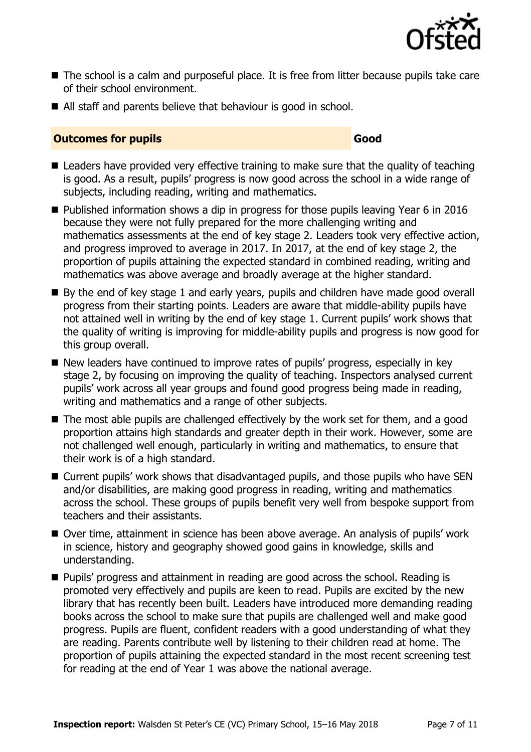- The school is a calm and purposeful place. It is free from litter because pupils take care of their school environment.
- All staff and parents believe that behaviour is good in school.

## Outcomes for pupils — Good

- Leaders have provided very effective training to make sure that the quality of teaching is good. As a result, pupils' progress is now good across the school in a wide range of subjects, including reading, writing and mathematics.
- Published information shows a dip in progress for those pupils leaving Year 6 in 2016 because they were not fully prepared for the more challenging writing and mathematics assessments at the end of key stage 2. Leaders took very effective action, and progress improved to average in 2017. In 2017, at the end of key stage 2, the proportion of pupils attaining the expected standard in combined reading, writing and mathematics was above average and broadly average at the higher standard.
- By the end of key stage 1 and early years, pupils and children have made good overall progress from their starting points. Leaders are aware that middle-ability pupils have not attained well in writing by the end of key stage 1. Current pupils' work shows that the quality of writing is improving for middle-ability pupils and progress is now good for this group overall.
- New leaders have continued to improve rates of pupils' progress, especially in key stage 2, by focusing on improving the quality of teaching. Inspectors analysed current pupils' work across all year groups and found good progress being made in reading, writing and mathematics and a range of other subjects.
- The most able pupils are challenged effectively by the work set for them, and a good proportion attains high standards and greater depth in their work. However, some are not challenged well enough, particularly in writing and mathematics, to ensure that their work is of a high standard.
- Current pupils' work shows that disadvantaged pupils, and those pupils who have SEN and/or disabilities, are making good progress in reading, writing and mathematics across the school. These groups of pupils benefit very well from bespoke support from teachers and their assistants.
- Over time, attainment in science has been above average. An analysis of pupils' work in science, history and geography showed good gains in knowledge, skills and understanding.
- Pupils' progress and attainment in reading are good across the school. Reading is promoted very effectively and pupils are keen to read. Pupils are excited by the new library that has recently been built. Leaders have introduced more demanding reading books across the school to make sure that pupils are challenged well and make good progress. Pupils are fluent, confident readers with a good understanding of what they are reading. Parents contribute well by listening to their children read at home. The proportion of pupils attaining the expected standard in the most recent screening test for reading at the end of Year 1 was above the national average.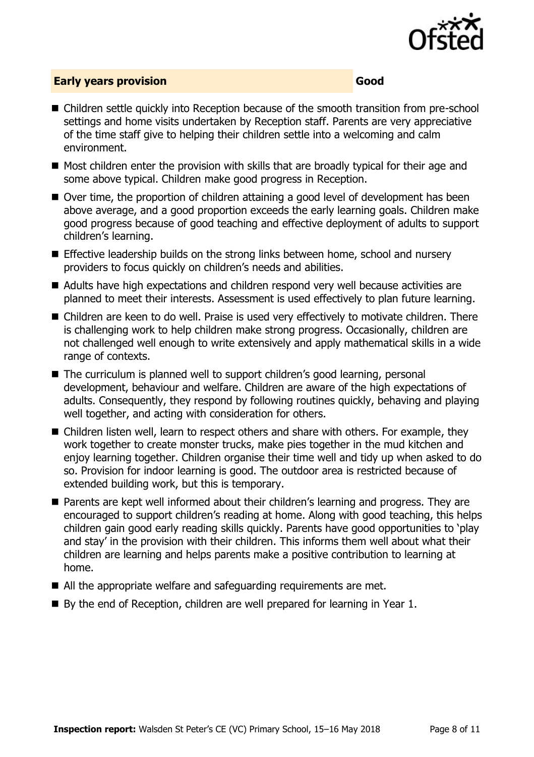## Early years provision — Good

- Children settle quickly into Reception because of the smooth transition from pre-school settings and home visits undertaken by Reception staff. Parents are very appreciative of the time staff give to helping their children settle into a welcoming and calm environment.
- Most children enter the provision with skills that are broadly typical for their age and some above typical. Children make good progress in Reception.
- Over time, the proportion of children attaining a good level of development has been above average, and a good proportion exceeds the early learning goals. Children make good progress because of good teaching and effective deployment of adults to support children's learning.
- Effective leadership builds on the strong links between home, school and nursery providers to focus quickly on children's needs and abilities.
- Adults have high expectations and children respond very well because activities are planned to meet their interests. Assessment is used effectively to plan future learning.
- Children are keen to do well. Praise is used very effectively to motivate children. There is challenging work to help children make strong progress. Occasionally, children are not challenged well enough to write extensively and apply mathematical skills in a wide range of contexts.
- The curriculum is planned well to support children's good learning, personal development, behaviour and welfare. Children are aware of the high expectations of adults. Consequently, they respond by following routines quickly, behaving and playing well together, and acting with consideration for others.
- Children listen well, learn to respect others and share with others. For example, they work together to create monster trucks, make pies together in the mud kitchen and enjoy learning together. Children organise their time well and tidy up when asked to do so. Provision for indoor learning is good. The outdoor area is restricted because of extended building work, but this is temporary.
- Parents are kept well informed about their children's learning and progress. They are encouraged to support children's reading at home. Along with good teaching, this helps children gain good early reading skills quickly. Parents have good opportunities to 'play and stay' in the provision with their children. This informs them well about what their children are learning and helps parents make a positive contribution to learning at home.
- All the appropriate welfare and safeguarding requirements are met.
- By the end of Reception, children are well prepared for learning in Year 1.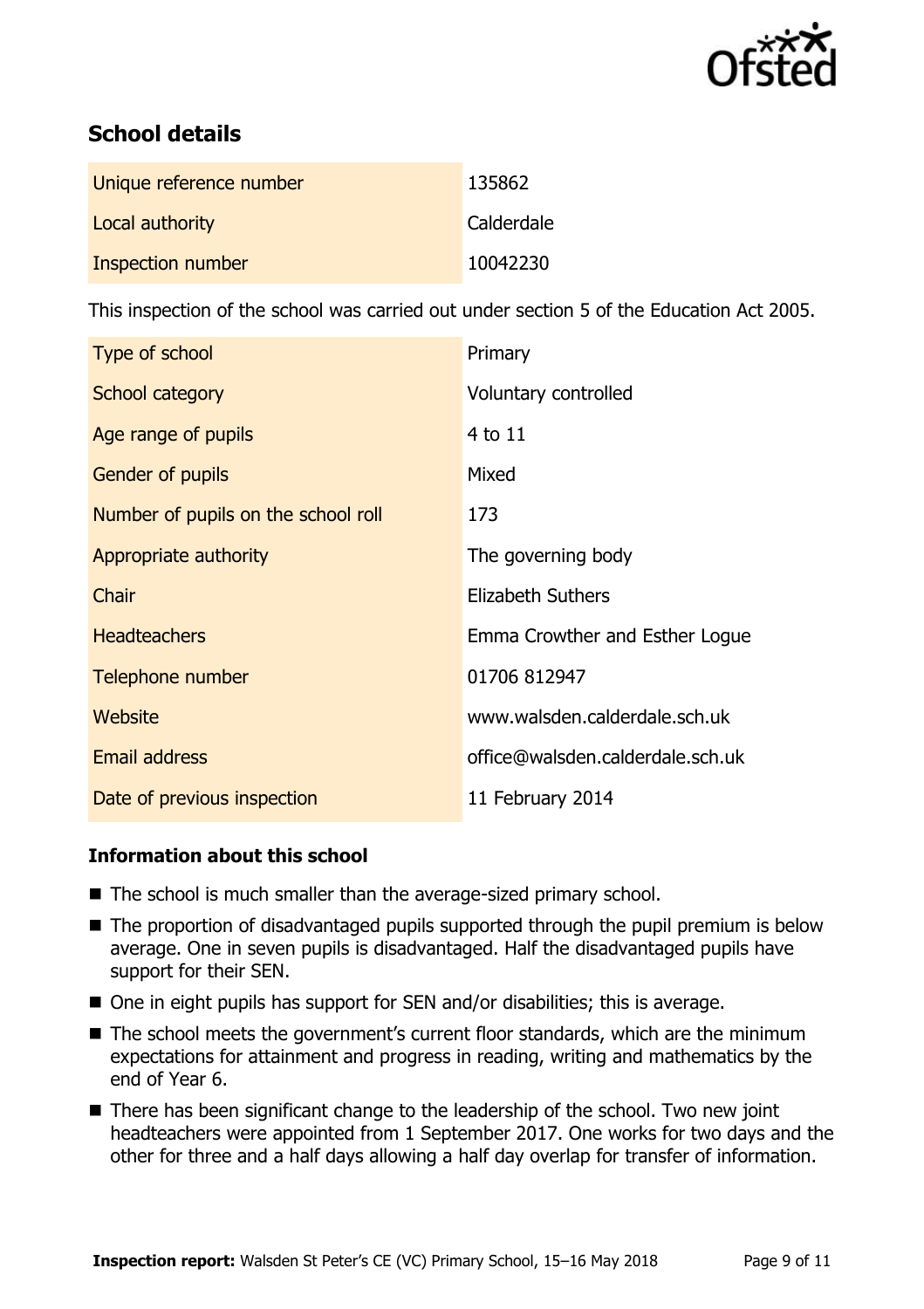## School details

| | |
|---|---|
| Unique reference number | 135862 |
| Local authority | Calderdale |
| Inspection number | 10042230 |

This inspection of the school was carried out under section 5 of the Education Act 2005.

| | |
|---|---|
| Type of school | Primary |
| School category | Voluntary controlled |
| Age range of pupils | 4 to 11 |
| Gender of pupils | Mixed |
| Number of pupils on the school roll | 173 |
| Appropriate authority | The governing body |
| Chair | Elizabeth Suthers |
| Headteachers | Emma Crowther and Esther Logue |
| Telephone number | 01706 812947 |
| Website | www.walsden.calderdale.sch.uk |
| Email address | office@walsden.calderdale.sch.uk |
| Date of previous inspection | 11 February 2014 |

### Information about this school

- The school is much smaller than the average-sized primary school.
- The proportion of disadvantaged pupils supported through the pupil premium is below average. One in seven pupils is disadvantaged. Half the disadvantaged pupils have support for their SEN.
- One in eight pupils has support for SEN and/or disabilities; this is average.
- The school meets the government's current floor standards, which are the minimum expectations for attainment and progress in reading, writing and mathematics by the end of Year 6.
- There has been significant change to the leadership of the school. Two new joint headteachers were appointed from 1 September 2017. One works for two days and the other for three and a half days allowing a half day overlap for transfer of information.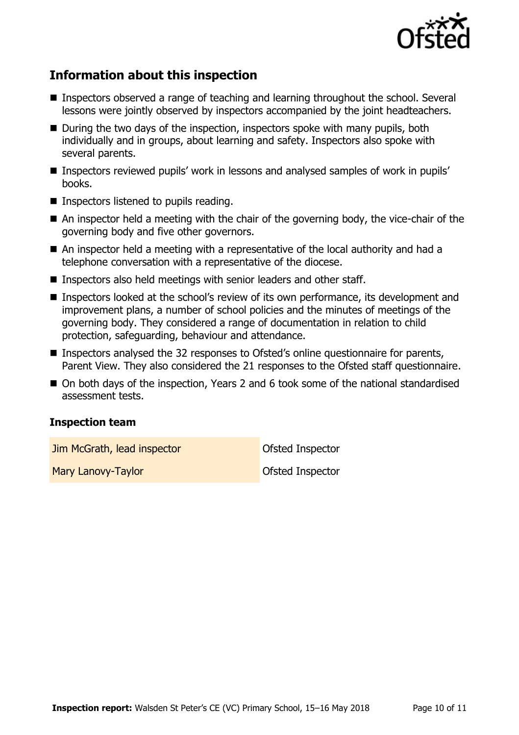## Information about this inspection

- Inspectors observed a range of teaching and learning throughout the school. Several lessons were jointly observed by inspectors accompanied by the joint headteachers.
- During the two days of the inspection, inspectors spoke with many pupils, both individually and in groups, about learning and safety. Inspectors also spoke with several parents.
- Inspectors reviewed pupils' work in lessons and analysed samples of work in pupils' books.
- Inspectors listened to pupils reading.
- An inspector held a meeting with the chair of the governing body, the vice-chair of the governing body and five other governors.
- An inspector held a meeting with a representative of the local authority and had a telephone conversation with a representative of the diocese.
- Inspectors also held meetings with senior leaders and other staff.
- Inspectors looked at the school's review of its own performance, its development and improvement plans, a number of school policies and the minutes of meetings of the governing body. They considered a range of documentation in relation to child protection, safeguarding, behaviour and attendance.
- Inspectors analysed the 32 responses to Ofsted's online questionnaire for parents, Parent View. They also considered the 21 responses to the Ofsted staff questionnaire.
- On both days of the inspection, Years 2 and 6 took some of the national standardised assessment tests.

### Inspection team

| | |
|---|---|
| Jim McGrath, lead inspector | Ofsted Inspector |
| Mary Lanovy-Taylor | Ofsted Inspector |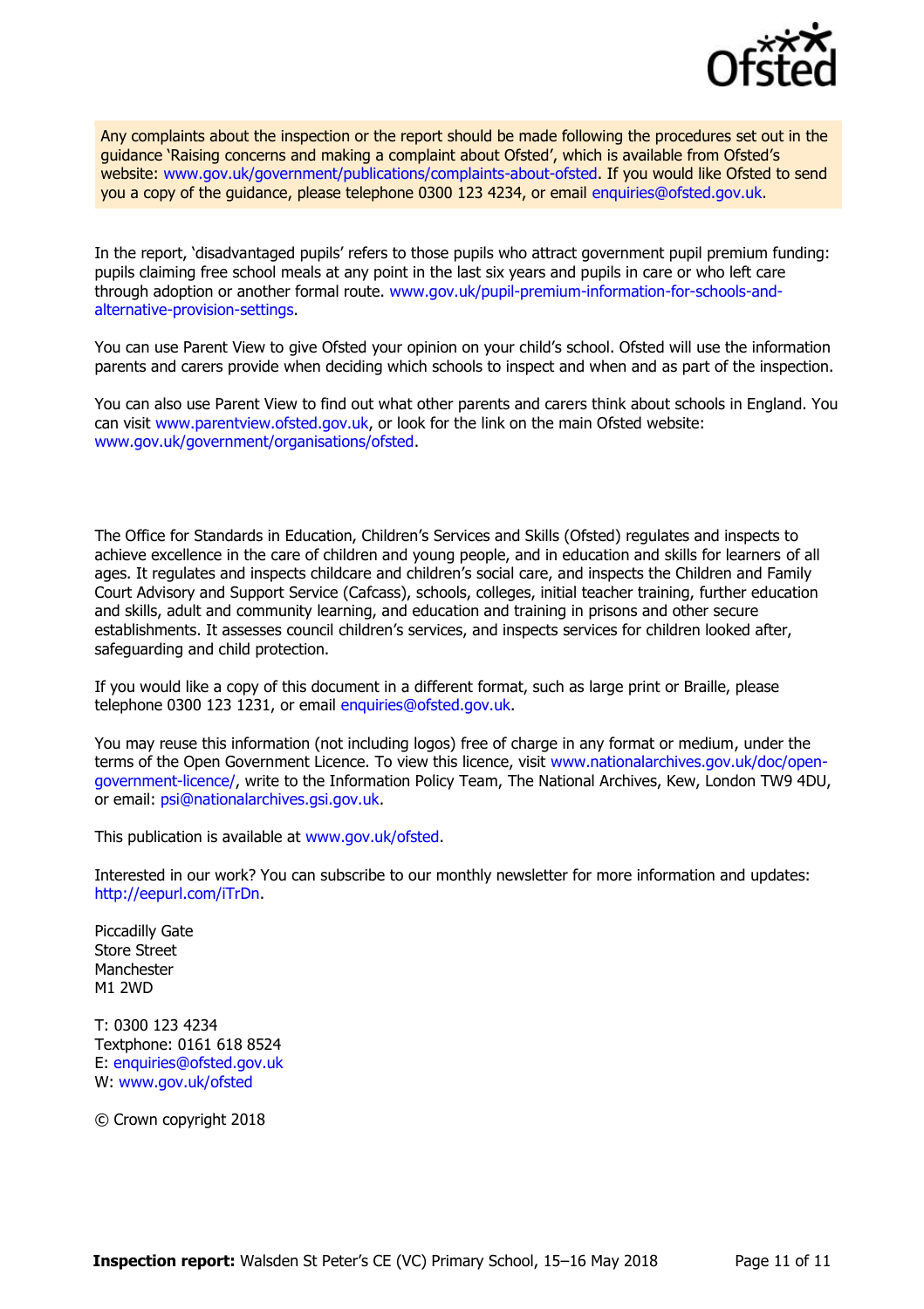Any complaints about the inspection or the report should be made following the procedures set out in the guidance 'Raising concerns and making a complaint about Ofsted', which is available from Ofsted's website: www.gov.uk/government/publications/complaints-about-ofsted. If you would like Ofsted to send you a copy of the guidance, please telephone 0300 123 4234, or email enquiries@ofsted.gov.uk.

In the report, 'disadvantaged pupils' refers to those pupils who attract government pupil premium funding: pupils claiming free school meals at any point in the last six years and pupils in care or who left care through adoption or another formal route. www.gov.uk/pupil-premium-information-for-schools-and-alternative-provision-settings.

You can use Parent View to give Ofsted your opinion on your child's school. Ofsted will use the information parents and carers provide when deciding which schools to inspect and when and as part of the inspection.

You can also use Parent View to find out what other parents and carers think about schools in England. You can visit www.parentview.ofsted.gov.uk, or look for the link on the main Ofsted website: www.gov.uk/government/organisations/ofsted.

The Office for Standards in Education, Children's Services and Skills (Ofsted) regulates and inspects to achieve excellence in the care of children and young people, and in education and skills for learners of all ages. It regulates and inspects childcare and children's social care, and inspects the Children and Family Court Advisory and Support Service (Cafcass), schools, colleges, initial teacher training, further education and skills, adult and community learning, and education and training in prisons and other secure establishments. It assesses council children's services, and inspects services for children looked after, safeguarding and child protection.

If you would like a copy of this document in a different format, such as large print or Braille, please telephone 0300 123 1231, or email enquiries@ofsted.gov.uk.

You may reuse this information (not including logos) free of charge in any format or medium, under the terms of the Open Government Licence. To view this licence, visit www.nationalarchives.gov.uk/doc/open-government-licence/, write to the Information Policy Team, The National Archives, Kew, London TW9 4DU, or email: psi@nationalarchives.gsi.gov.uk.

This publication is available at www.gov.uk/ofsted.

Interested in our work? You can subscribe to our monthly newsletter for more information and updates: http://eepurl.com/iTrDn.

Piccadilly Gate
Store Street
Manchester
M1 2WD

T: 0300 123 4234
Textphone: 0161 618 8524
E: enquiries@ofsted.gov.uk
W: www.gov.uk/ofsted

© Crown copyright 2018